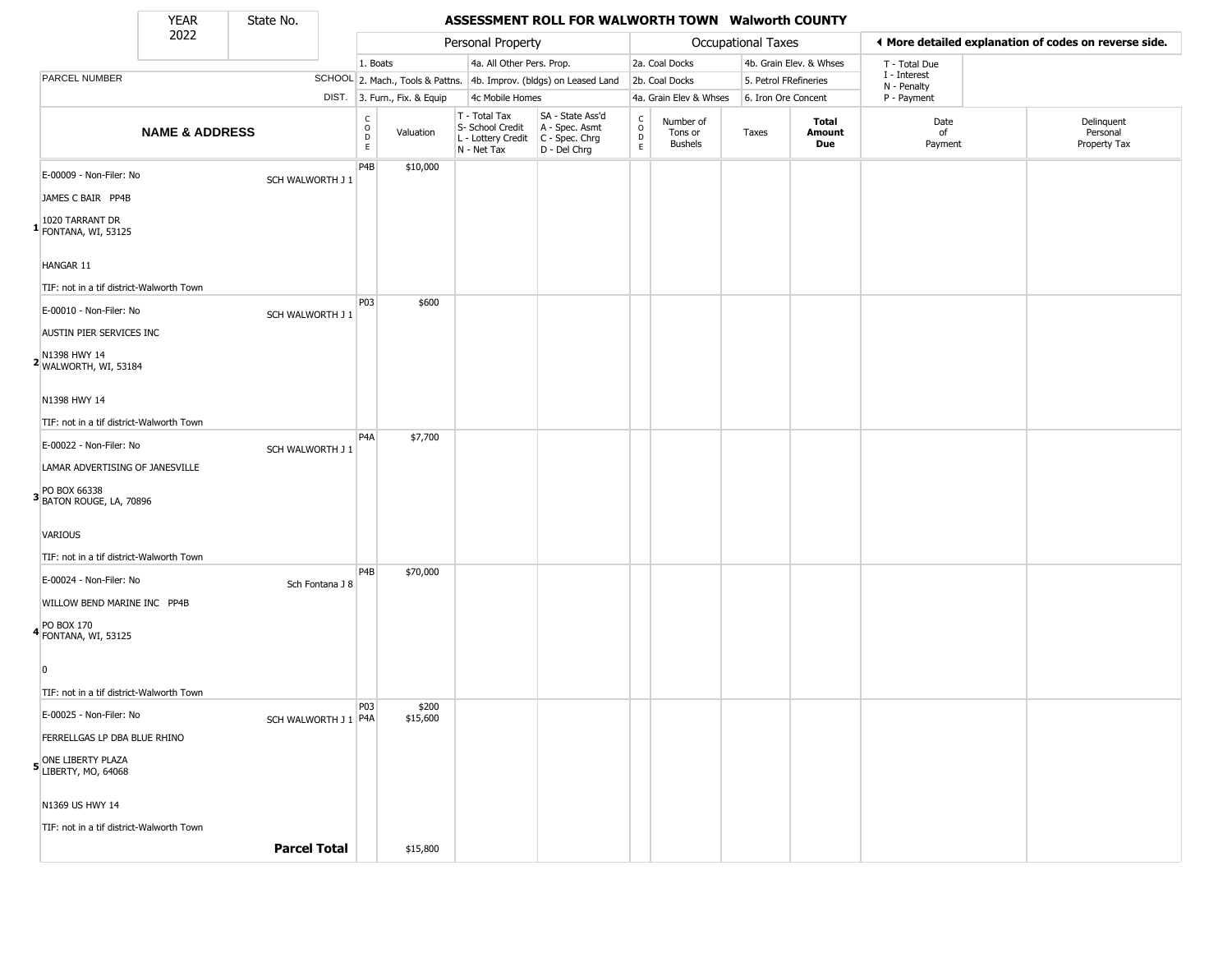| YEAR | State No. |
| --- | --- |
| 2022 | |

# ASSESSMENT ROLL FOR WALWORTH TOWN Walworth COUNTY

| | | Personal Property | | | | Occupational Taxes | | | | ◀ More detailed explanation of codes on reverse side. | |
| --- | --- | --- | --- | --- | --- | --- | --- | --- | --- | --- | --- |
| PARCEL NUMBER | SCHOOL DIST. | 1. Boats<br>2. Mach., Tools & Pattns.<br>3. Furn., Fix. & Equip | | 4a. All Other Pers. Prop.<br>4b. Improv. (bldgs) on Leased Land<br>4c Mobile Homes | | 2a. Coal Docks<br>2b. Coal Docks<br>4a. Grain Elev & Whses | | 4b. Grain Elev. & Whses<br>5. Petrol FRefineries<br>6. Iron Ore Concent | | T - Total Due<br>I - Interest<br>N - Penalty<br>P - Payment | |
| **NAME & ADDRESS** | | CODE | Valuation | T - Total Tax<br>S- School Credit<br>L - Lottery Credit<br>N - Net Tax | SA - State Ass'd<br>A - Spec. Asmt<br>C - Spec. Chrg<br>D - Del Chrg | CODE | Number of Tons or Bushels | Taxes | **Total Amount Due** | Date of Payment | Delinquent Personal Property Tax |
| 1 E-00009 - Non-Filer: No<br>JAMES C BAIR PP4B<br>1020 TARRANT DR<br>FONTANA, WI, 53125<br>HANGAR 11<br>TIF: not in a tif district-Walworth Town | SCH WALWORTH J 1 | P4B | $10,000 | | | | | | | | |
| 2 E-00010 - Non-Filer: No<br>AUSTIN PIER SERVICES INC<br>N1398 HWY 14<br>WALWORTH, WI, 53184<br>N1398 HWY 14<br>TIF: not in a tif district-Walworth Town | SCH WALWORTH J 1 | P03 | $600 | | | | | | | | |
| 3 E-00022 - Non-Filer: No<br>LAMAR ADVERTISING OF JANESVILLE<br>PO BOX 66338<br>BATON ROUGE, LA, 70896<br>VARIOUS<br>TIF: not in a tif district-Walworth Town | SCH WALWORTH J 1 | P4A | $7,700 | | | | | | | | |
| 4 E-00024 - Non-Filer: No<br>WILLOW BEND MARINE INC PP4B<br>PO BOX 170<br>FONTANA, WI, 53125<br>0<br>TIF: not in a tif district-Walworth Town | Sch Fontana J 8 | P4B | $70,000 | | | | | | | | |
| 5 E-00025 - Non-Filer: No<br>FERRELLGAS LP DBA BLUE RHINO<br>ONE LIBERTY PLAZA<br>LIBERTY, MO, 64068<br>N1369 US HWY 14<br>TIF: not in a tif district-Walworth Town | SCH WALWORTH J 1 | P03<br>P4A | $200<br>$15,600 | | | | | | | | |
| | **Parcel Total** | | $15,800 | | | | | | | | |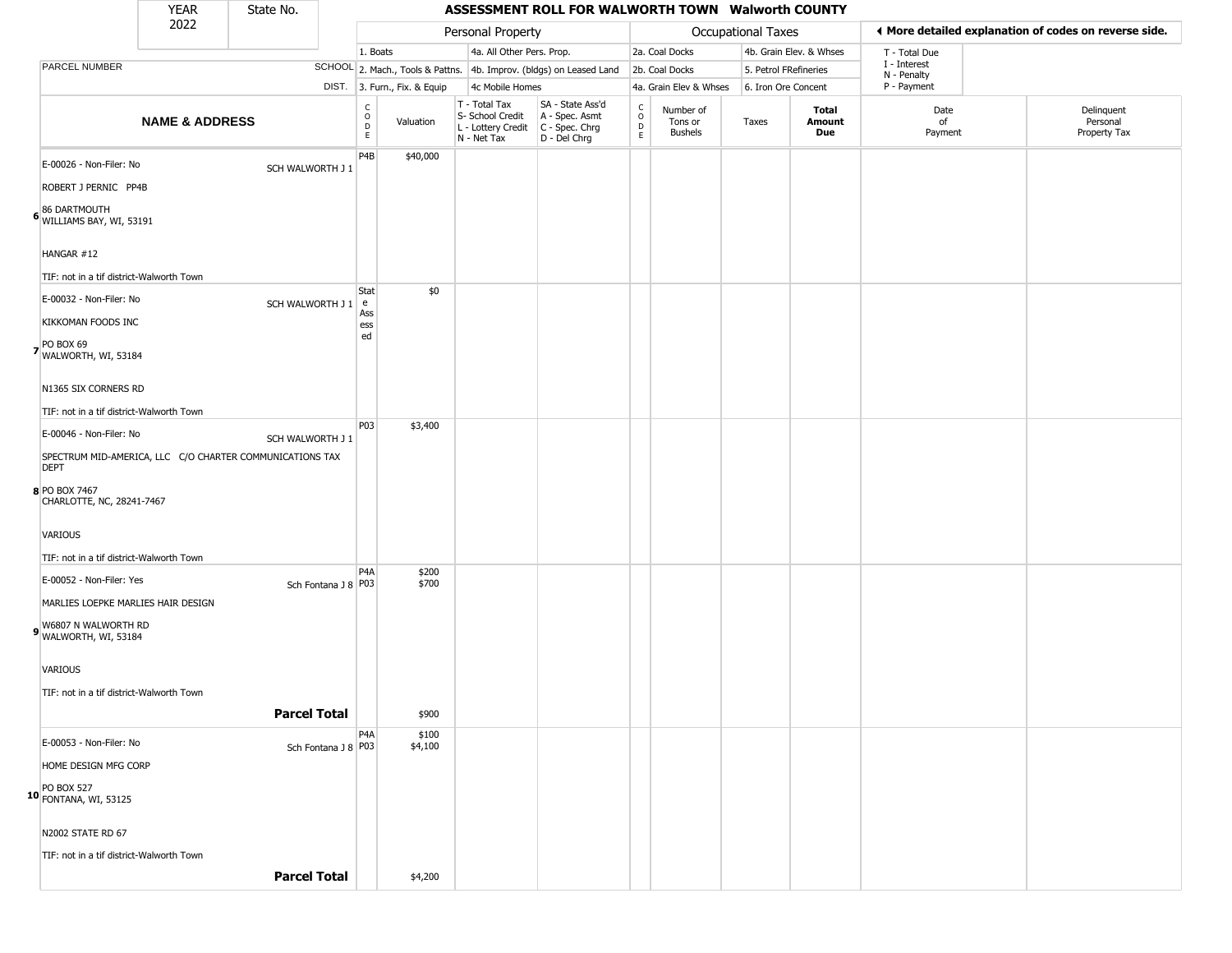| YEAR 2022 | State No. | ASSESSMENT ROLL FOR WALWORTH TOWN Walworth COUNTY | | | | | | | | | | |
|---|---|---|---|---|---|---|---|---|---|---|---|---|
| | | Personal Property | | | | Occupational Taxes | | | | ◀ More detailed explanation of codes on reverse side. | | |
| | | 1. Boats | | 4a. All Other Pers. Prop. | | 2a. Coal Docks | | 4b. Grain Elev. & Whses | | T - Total Due | | |
| PARCEL NUMBER | SCHOOL | 2. Mach., Tools & Pattns. | | 4b. Improv. (bldgs) on Leased Land | | 2b. Coal Docks | | 5. Petrol FRefineries | | I - Interest, N - Penalty | | |
| | DIST. | 3. Furn., Fix. & Equip | | 4c Mobile Homes | | 4a. Grain Elev & Whses | | 6. Iron Ore Concent | | P - Payment | | |

| | NAME & ADDRESS | | CODE | Valuation | T - Total Tax, S- School Credit, L - Lottery Credit, N - Net Tax | SA - State Ass'd, A - Spec. Asmt, C - Spec. Chrg, D - Del Chrg | CODE | Number of Tons or Bushels | Taxes | Total Amount Due | Date of Payment | Delinquent Personal Property Tax |
|---|---|---|---|---|---|---|---|---|---|---|---|---|
| 6 | E-00026 - Non-Filer: No<br>ROBERT J PERNIC PP4B<br>86 DARTMOUTH<br>WILLIAMS BAY, WI, 53191<br>HANGAR #12<br>TIF: not in a tif district-Walworth Town | SCH WALWORTH J 1 | P4B | $40,000 | | | | | | | | |
| 7 | E-00032 - Non-Filer: No<br>KIKKOMAN FOODS INC<br>PO BOX 69<br>WALWORTH, WI, 53184<br>N1365 SIX CORNERS RD<br>TIF: not in a tif district-Walworth Town | SCH WALWORTH J 1 | State Assessed | $0 | | | | | | | | |
| 8 | E-00046 - Non-Filer: No<br>SPECTRUM MID-AMERICA, LLC C/O CHARTER COMMUNICATIONS TAX DEPT<br>PO BOX 7467<br>CHARLOTTE, NC, 28241-7467<br>VARIOUS<br>TIF: not in a tif district-Walworth Town | SCH WALWORTH J 1 | P03 | $3,400 | | | | | | | | |
| 9 | E-00052 - Non-Filer: Yes<br>MARLIES LOEPKE MARLIES HAIR DESIGN<br>W6807 N WALWORTH RD<br>WALWORTH, WI, 53184<br>VARIOUS<br>TIF: not in a tif district-Walworth Town | Sch Fontana J 8 | P4A<br>P03 | $200<br>$700 | | | | | | | | |
| | | **Parcel Total** | | $900 | | | | | | | | |
| 10 | E-00053 - Non-Filer: No<br>HOME DESIGN MFG CORP<br>PO BOX 527<br>FONTANA, WI, 53125<br>N2002 STATE RD 67<br>TIF: not in a tif district-Walworth Town | Sch Fontana J 8 | P4A<br>P03 | $100<br>$4,100 | | | | | | | | |
| | | **Parcel Total** | | $4,200 | | | | | | | | |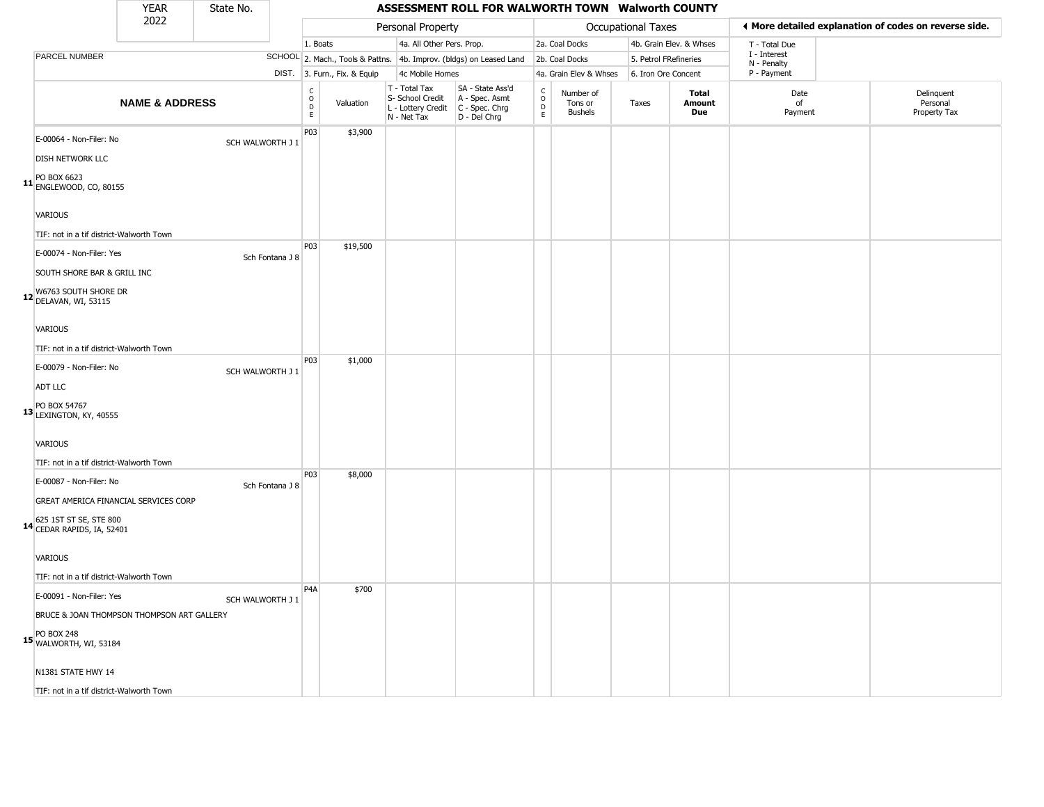| YEAR | State No. | | ASSESSMENT ROLL FOR WALWORTH TOWN Walworth COUNTY | | | | | | | | | | |
|---|---|---|---|---|---|---|---|---|---|---|---|---|---|
| 2022 | | | Personal Property | | | | Occupational Taxes | | | | ◂ More detailed explanation of codes on reverse side. | | |
| | | | 1. Boats | | 4a. All Other Pers. Prop. | | 2a. Coal Docks | | 4b. Grain Elev. & Whses | | T - Total Due | | |
| PARCEL NUMBER | | SCHOOL | 2. Mach., Tools & Pattns. | | 4b. Improv. (bldgs) on Leased Land | | 2b. Coal Docks | | 5. Petrol FRefineries | | I - Interest<br>N - Penalty | | |
| | | DIST. | 3. Furn., Fix. & Equip | | 4c Mobile Homes | | 4a. Grain Elev & Whses | | 6. Iron Ore Concent | | P - Payment | | |

| | NAME & ADDRESS | SCHOOL DIST. | CODE | Valuation | T - Total Tax<br>S- School Credit<br>L - Lottery Credit<br>N - Net Tax | SA - State Ass'd<br>A - Spec. Asmt<br>C - Spec. Chrg<br>D - Del Chrg | CODE | Number of Tons or Bushels | Taxes | Total Amount Due | Date of Payment | Delinquent Personal Property Tax |
|---|---|---|---|---|---|---|---|---|---|---|---|---|
| 11 | E-00064 - Non-Filer: No<br>DISH NETWORK LLC<br>PO BOX 6623<br>ENGLEWOOD, CO, 80155<br>VARIOUS<br>TIF: not in a tif district-Walworth Town | SCH WALWORTH J 1 | P03 | $3,900 | | | | | | | | |
| 12 | E-00074 - Non-Filer: Yes<br>SOUTH SHORE BAR & GRILL INC<br>W6763 SOUTH SHORE DR<br>DELAVAN, WI, 53115<br>VARIOUS<br>TIF: not in a tif district-Walworth Town | Sch Fontana J 8 | P03 | $19,500 | | | | | | | | |
| 13 | E-00079 - Non-Filer: No<br>ADT LLC<br>PO BOX 54767<br>LEXINGTON, KY, 40555<br>VARIOUS<br>TIF: not in a tif district-Walworth Town | SCH WALWORTH J 1 | P03 | $1,000 | | | | | | | | |
| 14 | E-00087 - Non-Filer: No<br>GREAT AMERICA FINANCIAL SERVICES CORP<br>625 1ST ST SE, STE 800<br>CEDAR RAPIDS, IA, 52401<br>VARIOUS<br>TIF: not in a tif district-Walworth Town | Sch Fontana J 8 | P03 | $8,000 | | | | | | | | |
| 15 | E-00091 - Non-Filer: Yes<br>BRUCE & JOAN THOMPSON THOMPSON ART GALLERY<br>PO BOX 248<br>WALWORTH, WI, 53184<br>N1381 STATE HWY 14<br>TIF: not in a tif district-Walworth Town | SCH WALWORTH J 1 | P4A | $700 | | | | | | | | |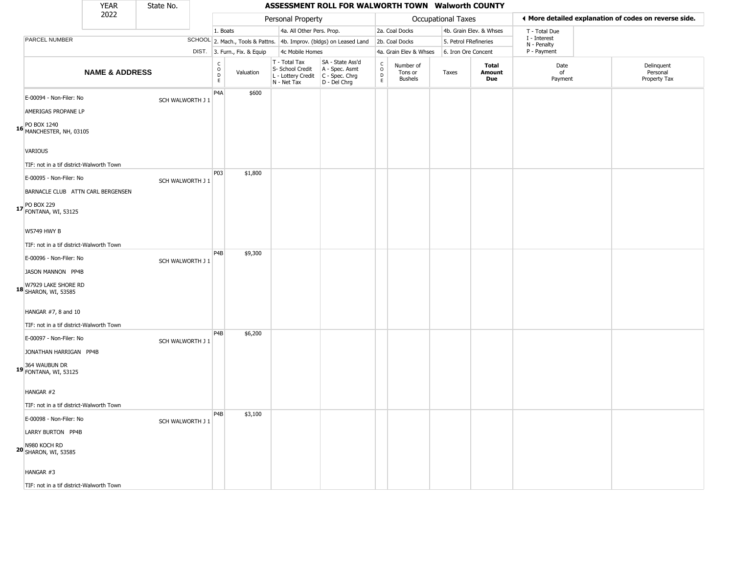| YEAR | State No. |
| --- | --- |
| 2022 | |

# ASSESSMENT ROLL FOR WALWORTH TOWN Walworth COUNTY

| | | Personal Property | | | | Occupational Taxes | | | | ◂ More detailed explanation of codes on reverse side. | |
|---|---|---|---|---|---|---|---|---|---|---|---|
| | | 1. Boats | | 4a. All Other Pers. Prop. | | 2a. Coal Docks | | 4b. Grain Elev. & Whses | | T - Total Due | |
| PARCEL NUMBER | SCHOOL | 2. Mach., Tools & Pattns. | | 4b. Improv. (bldgs) on Leased Land | | 2b. Coal Docks | | 5. Petrol FRefineries | | I - Interest N - Penalty | |
| | DIST. | 3. Furn., Fix. & Equip | | 4c Mobile Homes | | 4a. Grain Elev & Whses | | 6. Iron Ore Concent | | P - Payment | |

| | NAME & ADDRESS | | CODE | Valuation | T - Total Tax S- School Credit L - Lottery Credit N - Net Tax | SA - State Ass'd A - Spec. Asmt C - Spec. Chrg D - Del Chrg | CODE | Number of Tons or Bushels | Taxes | Total Amount Due | Date of Payment | Delinquent Personal Property Tax |
|---|---|---|---|---|---|---|---|---|---|---|---|---|
| 16 | E-00094 - Non-Filer: No<br>AMERIGAS PROPANE LP<br>PO BOX 1240<br>MANCHESTER, NH, 03105<br>VARIOUS<br>TIF: not in a tif district-Walworth Town | SCH WALWORTH J 1 | P4A | $600 | | | | | | | | |
| 17 | E-00095 - Non-Filer: No<br>BARNACLE CLUB ATTN CARL BERGENSEN<br>PO BOX 229<br>FONTANA, WI, 53125<br>W5749 HWY B<br>TIF: not in a tif district-Walworth Town | SCH WALWORTH J 1 | P03 | $1,800 | | | | | | | | |
| 18 | E-00096 - Non-Filer: No<br>JASON MANNON PP4B<br>W7929 LAKE SHORE RD<br>SHARON, WI, 53585<br>HANGAR #7, 8 and 10<br>TIF: not in a tif district-Walworth Town | SCH WALWORTH J 1 | P4B | $9,300 | | | | | | | | |
| 19 | E-00097 - Non-Filer: No<br>JONATHAN HARRIGAN PP4B<br>364 WAUBUN DR<br>FONTANA, WI, 53125<br>HANGAR #2<br>TIF: not in a tif district-Walworth Town | SCH WALWORTH J 1 | P4B | $6,200 | | | | | | | | |
| 20 | E-00098 - Non-Filer: No<br>LARRY BURTON PP4B<br>N980 KOCH RD<br>SHARON, WI, 53585<br>HANGAR #3<br>TIF: not in a tif district-Walworth Town | SCH WALWORTH J 1 | P4B | $3,100 | | | | | | | | |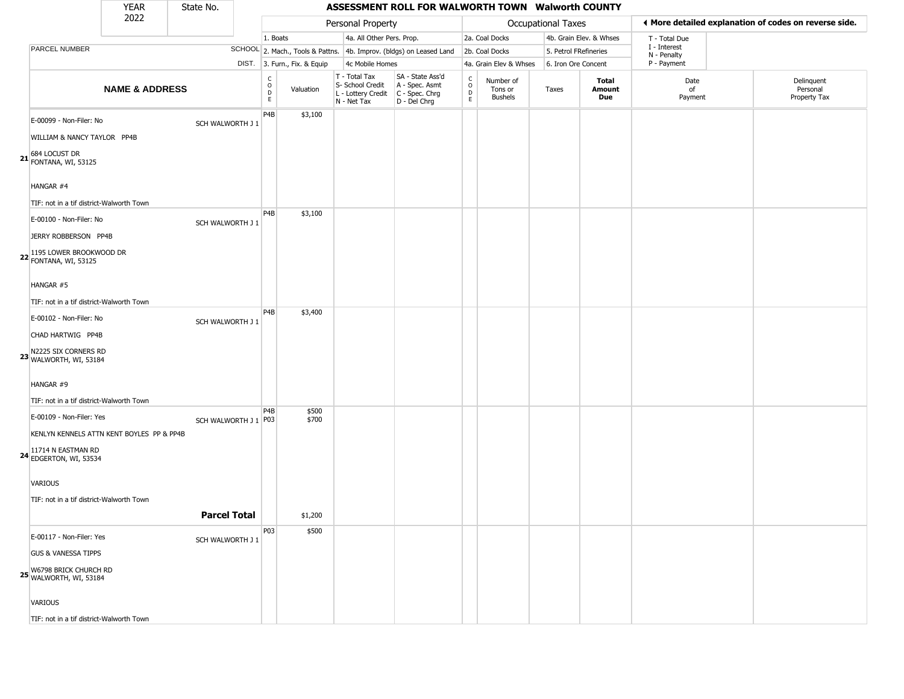| YEAR | State No. |
|---|---|
| 2022 | |

# ASSESSMENT ROLL FOR WALWORTH TOWN Walworth COUNTY

◄ More detailed explanation of codes on reverse side.

| PARCEL NUMBER | SCHOOL DIST. | Personal Property | | | | Occupational Taxes | | | | T - Total Due, I - Interest, N - Penalty, P - Payment | |
|---|---|---|---|---|---|---|---|---|---|---|---|
| | | 1. Boats; 2. Mach., Tools & Pattns.; 3. Furn., Fix. & Equip | | 4a. All Other Pers. Prop.; 4b. Improv. (bldgs) on Leased Land; 4c Mobile Homes | | 2a. Coal Docks; 2b. Coal Docks; 4a. Grain Elev & Whses | | 4b. Grain Elev. & Whses; 5. Petrol FRefineries; 6. Iron Ore Concent | | | |
| **NAME & ADDRESS** | | CODE | Valuation | T - Total Tax, S- School Credit, L - Lottery Credit, N - Net Tax | SA - State Ass'd, A - Spec. Asmt, C - Spec. Chrg, D - Del Chrg | CODE | Number of Tons or Bushels | Taxes | **Total Amount Due** | Date of Payment | Delinquent Personal Property Tax |
| **21** E-00099 - Non-Filer: No<br>WILLIAM & NANCY TAYLOR PP4B<br>684 LOCUST DR<br>FONTANA, WI, 53125<br>HANGAR #4<br>TIF: not in a tif district-Walworth Town | SCH WALWORTH J 1 | P4B | $3,100 | | | | | | | | |
| **22** E-00100 - Non-Filer: No<br>JERRY ROBBERSON PP4B<br>1195 LOWER BROOKWOOD DR<br>FONTANA, WI, 53125<br>HANGAR #5<br>TIF: not in a tif district-Walworth Town | SCH WALWORTH J 1 | P4B | $3,100 | | | | | | | | |
| **23** E-00102 - Non-Filer: No<br>CHAD HARTWIG PP4B<br>N2225 SIX CORNERS RD<br>WALWORTH, WI, 53184<br>HANGAR #9<br>TIF: not in a tif district-Walworth Town | SCH WALWORTH J 1 | P4B | $3,400 | | | | | | | | |
| **24** E-00109 - Non-Filer: Yes<br>KENLYN KENNELS ATTN KENT BOYLES PP & PP4B<br>11714 N EASTMAN RD<br>EDGERTON, WI, 53534<br>VARIOUS<br>TIF: not in a tif district-Walworth Town | SCH WALWORTH J 1 | P4B<br>P03 | $500<br>$700 | | | | | | | | |
| | **Parcel Total** | | $1,200 | | | | | | | | |
| **25** E-00117 - Non-Filer: Yes<br>GUS & VANESSA TIPPS<br>W6798 BRICK CHURCH RD<br>WALWORTH, WI, 53184<br>VARIOUS<br>TIF: not in a tif district-Walworth Town | SCH WALWORTH J 1 | P03 | $500 | | | | | | | | |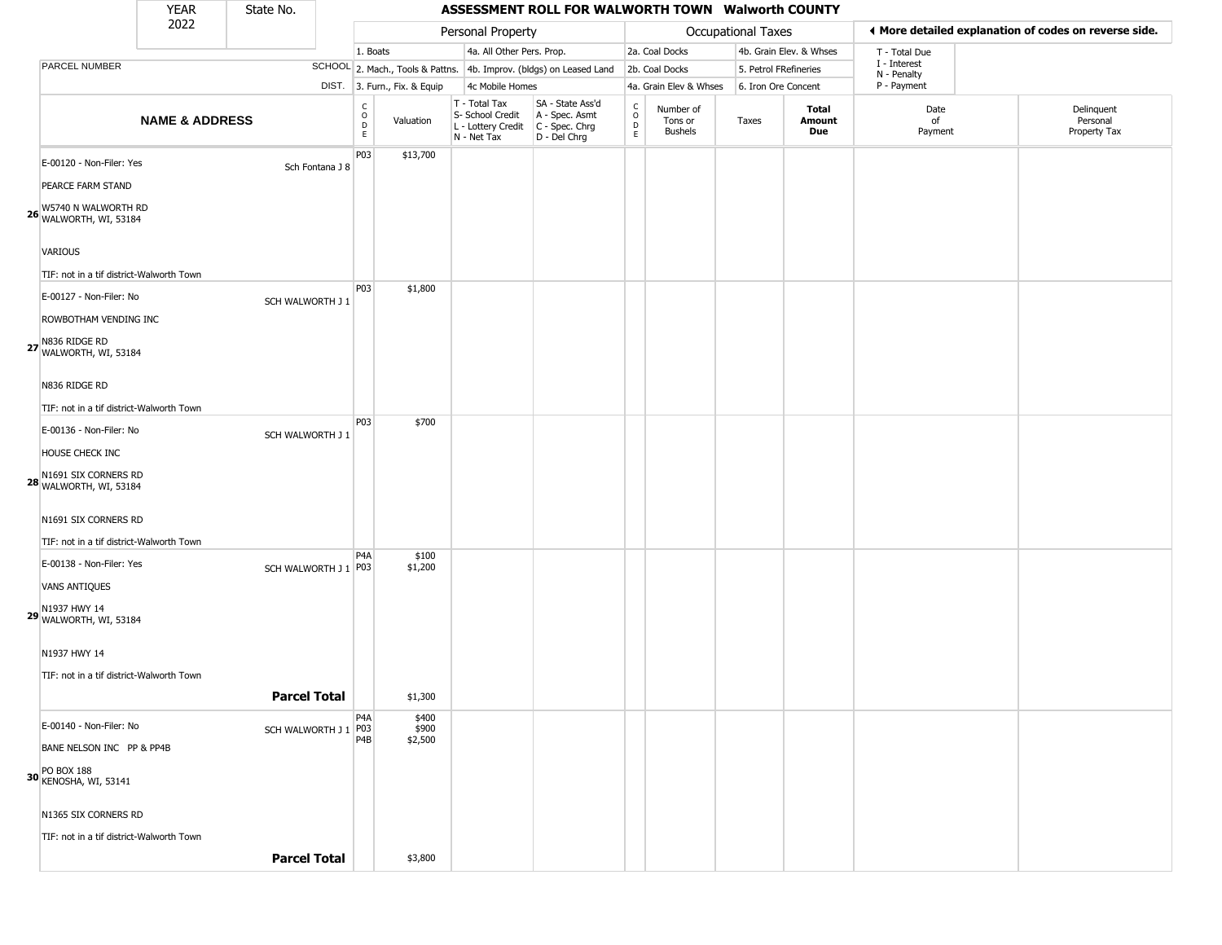| YEAR 2022 | State No. | ASSESSMENT ROLL FOR WALWORTH TOWN Walworth COUNTY |
|---|---|---|

| | | Personal Property | | | | Occupational Taxes | | | | ◄ More detailed explanation of codes on reverse side. | |
|---|---|---|---|---|---|---|---|---|---|---|---|
| PARCEL NUMBER | SCHOOL DIST. | 1. Boats<br>2. Mach., Tools & Pattns.<br>3. Furn., Fix. & Equip | | 4a. All Other Pers. Prop.<br>4b. Improv. (bldgs) on Leased Land<br>4c Mobile Homes | | 2a. Coal Docks<br>2b. Coal Docks<br>4a. Grain Elev & Whses | | 4b. Grain Elev. & Whses<br>5. Petrol FRefineries<br>6. Iron Ore Concent | | T - Total Due<br>I - Interest<br>N - Penalty<br>P - Payment | |
| **NAME & ADDRESS** | | CODE | Valuation | T - Total Tax<br>S- School Credit<br>L - Lottery Credit<br>N - Net Tax | SA - State Ass'd<br>A - Spec. Asmt<br>C - Spec. Chrg<br>D - Del Chrg | CODE | Number of Tons or Bushels | Taxes | **Total Amount Due** | Date of Payment | Delinquent Personal Property Tax |
| **26** E-00120 - Non-Filer: Yes<br>PEARCE FARM STAND<br>W5740 N WALWORTH RD<br>WALWORTH, WI, 53184<br>VARIOUS<br>TIF: not in a tif district-Walworth Town | Sch Fontana J 8 | P03 | $13,700 | | | | | | | | |
| **27** E-00127 - Non-Filer: No<br>ROWBOTHAM VENDING INC<br>N836 RIDGE RD<br>WALWORTH, WI, 53184<br>N836 RIDGE RD<br>TIF: not in a tif district-Walworth Town | SCH WALWORTH J 1 | P03 | $1,800 | | | | | | | | |
| **28** E-00136 - Non-Filer: No<br>HOUSE CHECK INC<br>N1691 SIX CORNERS RD<br>WALWORTH, WI, 53184<br>N1691 SIX CORNERS RD<br>TIF: not in a tif district-Walworth Town | SCH WALWORTH J 1 | P03 | $700 | | | | | | | | |
| **29** E-00138 - Non-Filer: Yes<br>VANS ANTIQUES<br>N1937 HWY 14<br>WALWORTH, WI, 53184<br>N1937 HWY 14<br>TIF: not in a tif district-Walworth Town | SCH WALWORTH J 1 | P4A<br>P03 | $100<br>$1,200 | | | | | | | | |
| | **Parcel Total** | | $1,300 | | | | | | | | |
| **30** E-00140 - Non-Filer: No<br>BANE NELSON INC PP & PP4B<br>PO BOX 188<br>KENOSHA, WI, 53141<br>N1365 SIX CORNERS RD<br>TIF: not in a tif district-Walworth Town | SCH WALWORTH J 1 | P4A<br>P03<br>P4B | $400<br>$900<br>$2,500 | | | | | | | | |
| | **Parcel Total** | | $3,800 | | | | | | | | |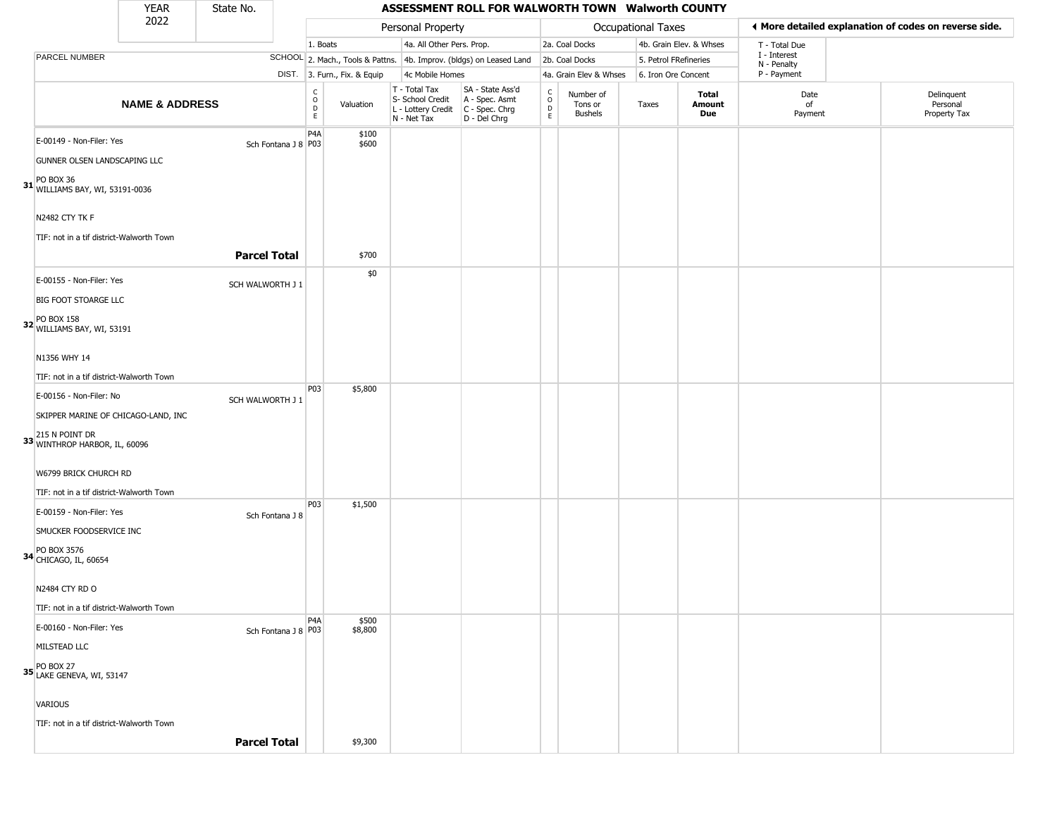| YEAR 2022 | State No. | ASSESSMENT ROLL FOR WALWORTH TOWN Walworth COUNTY | | | | | | | | | | |
|---|---|---|---|---|---|---|---|---|---|---|---|---|

| | | Personal Property | | | | Occupational Taxes | | | | | ◄ More detailed explanation of codes on reverse side. | |
|---|---|---|---|---|---|---|---|---|---|---|---|---|
| PARCEL NUMBER | SCHOOL DIST. | 1. Boats<br>2. Mach., Tools & Pattns.<br>3. Furn., Fix. & Equip | | 4a. All Other Pers. Prop.<br>4b. Improv. (bldgs) on Leased Land<br>4c Mobile Homes | | 2a. Coal Docks<br>2b. Coal Docks<br>4a. Grain Elev & Whses | | 4b. Grain Elev. & Whses<br>5. Petrol FRefineries<br>6. Iron Ore Concent | | | T - Total Due<br>I - Interest<br>N - Penalty<br>P - Payment | |
| **NAME & ADDRESS** | | CODE | Valuation | T - Total Tax<br>S- School Credit<br>L - Lottery Credit<br>N - Net Tax | SA - State Ass'd<br>A - Spec. Asmt<br>C - Spec. Chrg<br>D - Del Chrg | CODE | Number of Tons or Bushels | Taxes | **Total Amount Due** | Date of Payment | | Delinquent Personal Property Tax |
| **31** E-00149 - Non-Filer: Yes<br>GUNNER OLSEN LANDSCAPING LLC<br>PO BOX 36<br>WILLIAMS BAY, WI, 53191-0036<br>N2482 CTY TK F<br>TIF: not in a tif district-Walworth Town | Sch Fontana J 8 | P4A<br>P03 | $100<br>$600 | | | | | | | | | |
| | **Parcel Total** | | $700 | | | | | | | | | |
| **32** E-00155 - Non-Filer: Yes<br>BIG FOOT STOARGE LLC<br>PO BOX 158<br>WILLIAMS BAY, WI, 53191<br>N1356 WHY 14<br>TIF: not in a tif district-Walworth Town | SCH WALWORTH J 1 | | $0 | | | | | | | | | |
| **33** E-00156 - Non-Filer: No<br>SKIPPER MARINE OF CHICAGO-LAND, INC<br>215 N POINT DR<br>WINTHROP HARBOR, IL, 60096<br>W6799 BRICK CHURCH RD<br>TIF: not in a tif district-Walworth Town | SCH WALWORTH J 1 | P03 | $5,800 | | | | | | | | | |
| **34** E-00159 - Non-Filer: Yes<br>SMUCKER FOODSERVICE INC<br>PO BOX 3576<br>CHICAGO, IL, 60654<br>N2484 CTY RD O<br>TIF: not in a tif district-Walworth Town | Sch Fontana J 8 | P03 | $1,500 | | | | | | | | | |
| **35** E-00160 - Non-Filer: Yes<br>MILSTEAD LLC<br>PO BOX 27<br>LAKE GENEVA, WI, 53147<br>VARIOUS<br>TIF: not in a tif district-Walworth Town | Sch Fontana J 8 | P4A<br>P03 | $500<br>$8,800 | | | | | | | | | |
| | **Parcel Total** | | $9,300 | | | | | | | | | |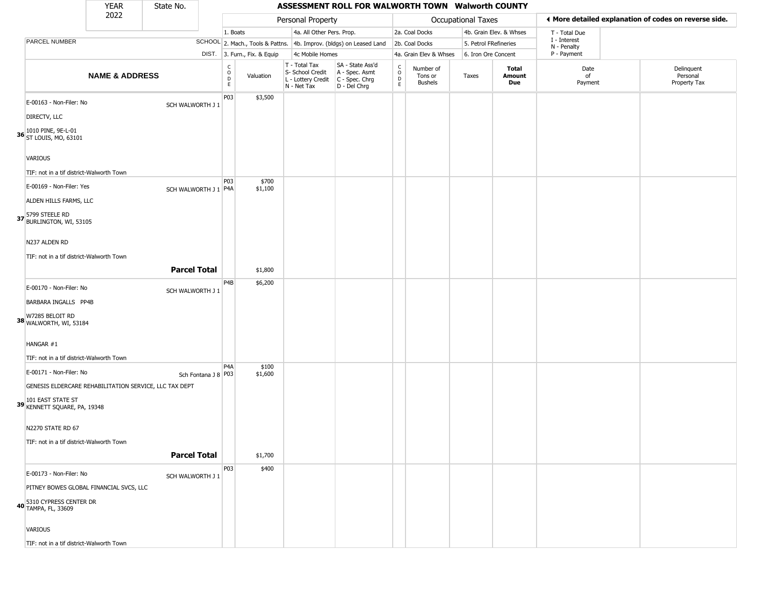# ASSESSMENT ROLL FOR WALWORTH TOWN Walworth COUNTY

YEAR 2022 | State No.

| | | Personal Property | | | | Occupational Taxes | | | | ◄ More detailed explanation of codes on reverse side. | |
|---|---|---|---|---|---|---|---|---|---|---|---|
| PARCEL NUMBER | SCHOOL DIST. | 1. Boats<br>2. Mach., Tools & Pattns.<br>3. Furn., Fix. & Equip | | 4a. All Other Pers. Prop.<br>4b. Improv. (bldgs) on Leased Land<br>4c Mobile Homes | | 2a. Coal Docks<br>2b. Coal Docks<br>4a. Grain Elev & Whses | | 4b. Grain Elev. & Whses<br>5. Petrol FRefineries<br>6. Iron Ore Concent | | T - Total Due<br>I - Interest<br>N - Penalty<br>P - Payment | |
| **NAME & ADDRESS** | | CODE | Valuation | T - Total Tax<br>S- School Credit<br>L - Lottery Credit<br>N - Net Tax | SA - State Ass'd<br>A - Spec. Asmt<br>C - Spec. Chrg<br>D - Del Chrg | CODE | Number of Tons or Bushels | Taxes | **Total Amount Due** | Date of Payment | Delinquent Personal Property Tax |
| 36 E-00163 - Non-Filer: No<br>DIRECTV, LLC<br>1010 PINE, 9E-L-01<br>ST LOUIS, MO, 63101<br>VARIOUS<br>TIF: not in a tif district-Walworth Town | SCH WALWORTH J 1 | P03 | $3,500 | | | | | | | | |
| 37 E-00169 - Non-Filer: Yes<br>ALDEN HILLS FARMS, LLC<br>5799 STEELE RD<br>BURLINGTON, WI, 53105<br>N237 ALDEN RD<br>TIF: not in a tif district-Walworth Town | SCH WALWORTH J 1 | P03<br>P4A | $700<br>$1,100 | | | | | | | | |
| | **Parcel Total** | | $1,800 | | | | | | | | |
| 38 E-00170 - Non-Filer: No<br>BARBARA INGALLS PP4B<br>W7285 BELOIT RD<br>WALWORTH, WI, 53184<br>HANGAR #1<br>TIF: not in a tif district-Walworth Town | SCH WALWORTH J 1 | P4B | $6,200 | | | | | | | | |
| 39 E-00171 - Non-Filer: No<br>GENESIS ELDERCARE REHABILITATION SERVICE, LLC TAX DEPT<br>101 EAST STATE ST<br>KENNETT SQUARE, PA, 19348<br>N2270 STATE RD 67<br>TIF: not in a tif district-Walworth Town | Sch Fontana J 8 | P4A<br>P03 | $100<br>$1,600 | | | | | | | | |
| | **Parcel Total** | | $1,700 | | | | | | | | |
| 40 E-00173 - Non-Filer: No<br>PITNEY BOWES GLOBAL FINANCIAL SVCS, LLC<br>5310 CYPRESS CENTER DR<br>TAMPA, FL, 33609<br>VARIOUS<br>TIF: not in a tif district-Walworth Town | SCH WALWORTH J 1 | P03 | $400 | | | | | | | | |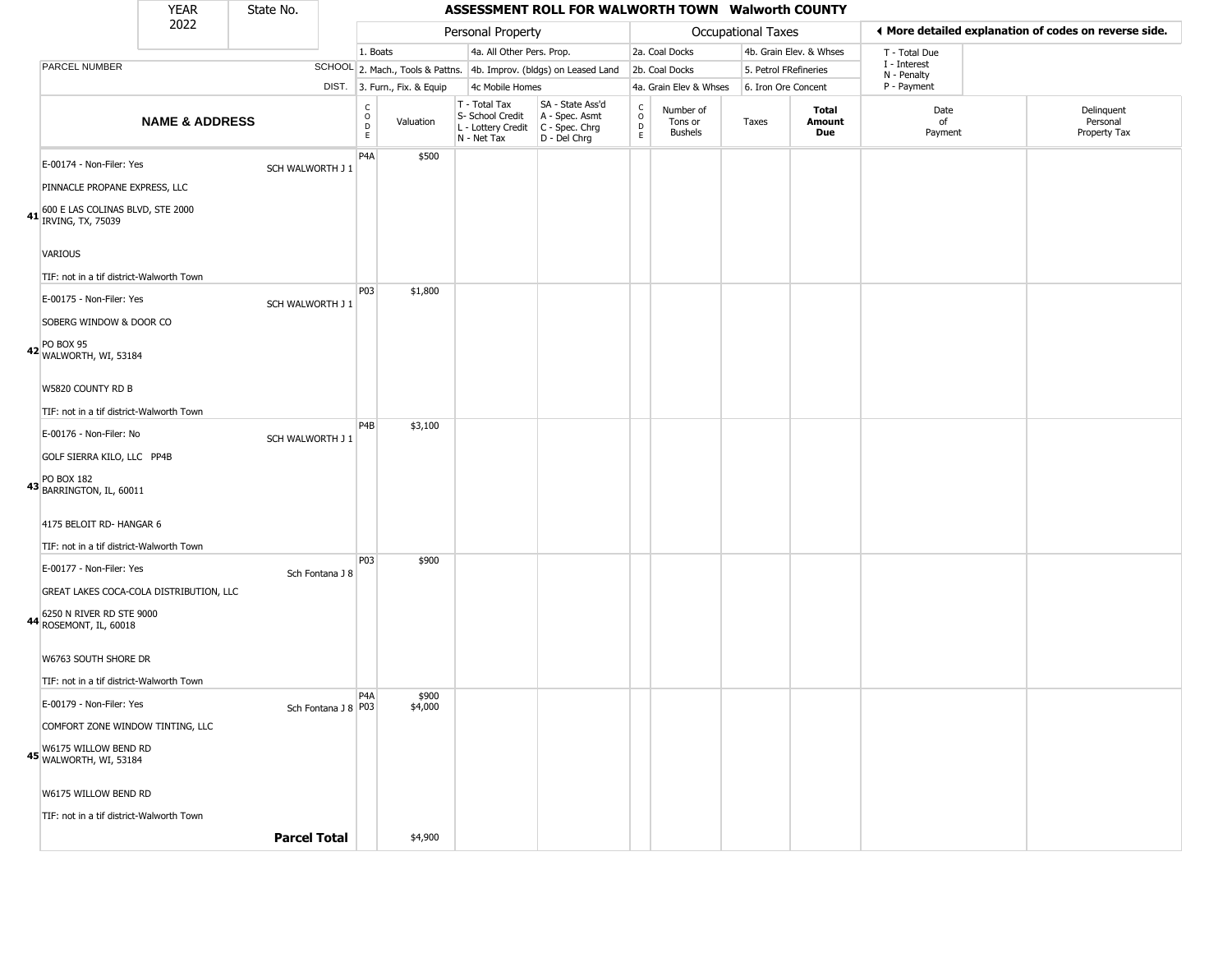| YEAR 2022 | State No. | ASSESSMENT ROLL FOR WALWORTH TOWN Walworth COUNTY | | | | | | | | | | |
|---|---|---|---|---|---|---|---|---|---|---|---|---|

| | | Personal Property | | | | Occupational Taxes | | | | | ◄ More detailed explanation of codes on reverse side. | |
|---|---|---|---|---|---|---|---|---|---|---|---|---|
| | | 1. Boats | | 4a. All Other Pers. Prop. | | 2a. Coal Docks | | 4b. Grain Elev. & Whses | | | T - Total Due | |
| PARCEL NUMBER | SCHOOL | 2. Mach., Tools & Pattns. | | 4b. Improv. (bldgs) on Leased Land | | 2b. Coal Docks | | 5. Petrol FRefineries | | | I - Interest N - Penalty | |
| | DIST. | 3. Furn., Fix. & Equip | | 4c Mobile Homes | | 4a. Grain Elev & Whses | | 6. Iron Ore Concent | | | P - Payment | |
| NAME & ADDRESS | | CODE | Valuation | T - Total Tax S- School Credit L - Lottery Credit N - Net Tax | SA - State Ass'd A - Spec. Asmt C - Spec. Chrg D - Del Chrg | CODE | Number of Tons or Bushels | Taxes | Total Amount Due | Date of Payment | | Delinquent Personal Property Tax |
| **41** E-00174 - Non-Filer: Yes<br>PINNACLE PROPANE EXPRESS, LLC<br>600 E LAS COLINAS BLVD, STE 2000<br>IRVING, TX, 75039<br>VARIOUS<br>TIF: not in a tif district-Walworth Town | SCH WALWORTH J 1 | P4A | $500 | | | | | | | | | |
| **42** E-00175 - Non-Filer: Yes<br>SOBERG WINDOW & DOOR CO<br>PO BOX 95<br>WALWORTH, WI, 53184<br>W5820 COUNTY RD B<br>TIF: not in a tif district-Walworth Town | SCH WALWORTH J 1 | P03 | $1,800 | | | | | | | | | |
| **43** E-00176 - Non-Filer: No<br>GOLF SIERRA KILO, LLC PP4B<br>PO BOX 182<br>BARRINGTON, IL, 60011<br>4175 BELOIT RD- HANGAR 6<br>TIF: not in a tif district-Walworth Town | SCH WALWORTH J 1 | P4B | $3,100 | | | | | | | | | |
| **44** E-00177 - Non-Filer: Yes<br>GREAT LAKES COCA-COLA DISTRIBUTION, LLC<br>6250 N RIVER RD STE 9000<br>ROSEMONT, IL, 60018<br>W6763 SOUTH SHORE DR<br>TIF: not in a tif district-Walworth Town | Sch Fontana J 8 | P03 | $900 | | | | | | | | | |
| **45** E-00179 - Non-Filer: Yes<br>COMFORT ZONE WINDOW TINTING, LLC<br>W6175 WILLOW BEND RD<br>WALWORTH, WI, 53184<br>W6175 WILLOW BEND RD<br>TIF: not in a tif district-Walworth Town | Sch Fontana J 8 | P4A<br>P03 | $900<br>$4,000 | | | | | | | | | |
| | **Parcel Total** | | $4,900 | | | | | | | | | |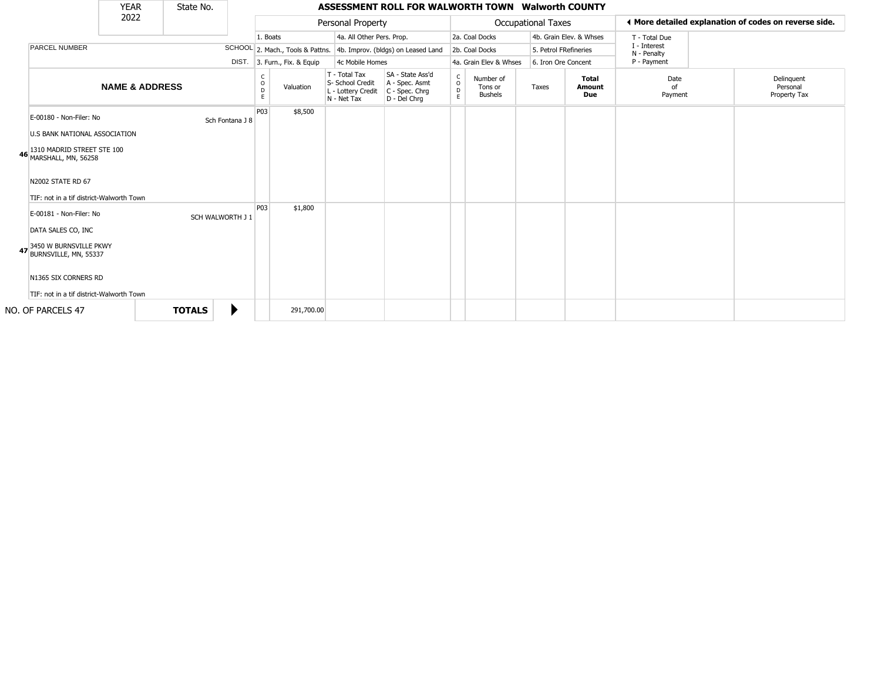| YEAR 2022 | State No. |
|---|---|

# ASSESSMENT ROLL FOR WALWORTH TOWN Walworth COUNTY

| | Personal Property | | | | Occupational Taxes | | | |
|---|---|---|---|---|---|---|---|---|
| PARCEL NUMBER SCHOOL DIST. | 1. Boats | 4a. All Other Pers. Prop. | | | 2a. Coal Docks | 4b. Grain Elev. & Whses | | ◄ More detailed explanation of codes on reverse side. |
| | 2. Mach., Tools & Pattns. | 4b. Improv. (bldgs) on Leased Land | | | 2b. Coal Docks | 5. Petrol FRefineries | | T - Total Due, I - Interest, N - Penalty, P - Payment |
| | 3. Furn., Fix. & Equip | 4c Mobile Homes | | | 4a. Grain Elev & Whses | 6. Iron Ore Concent | | |

| | NAME & ADDRESS | | CODE | Valuation | T - Total Tax S- School Credit L - Lottery Credit N - Net Tax | SA - State Ass'd A - Spec. Asmt C - Spec. Chrg D - Del Chrg | CODE | Number of Tons or Bushels | Taxes | Total Amount Due | Date of Payment | Delinquent Personal Property Tax |
|---|---|---|---|---|---|---|---|---|---|---|---|---|
| 46 | E-00180 - Non-Filer: No<br>U.S BANK NATIONAL ASSOCIATION<br>1310 MADRID STREET STE 100<br>MARSHALL, MN, 56258<br>N2002 STATE RD 67<br>TIF: not in a tif district-Walworth Town | Sch Fontana J 8 | P03 | $8,500 | | | | | | | | |
| 47 | E-00181 - Non-Filer: No<br>DATA SALES CO, INC<br>3450 W BURNSVILLE PKWY<br>BURNSVILLE, MN, 55337<br>N1365 SIX CORNERS RD<br>TIF: not in a tif district-Walworth Town | SCH WALWORTH J 1 | P03 | $1,800 | | | | | | | | |
| | NO. OF PARCELS 47 | **TOTALS** ▶ | | 291,700.00 | | | | | | | | |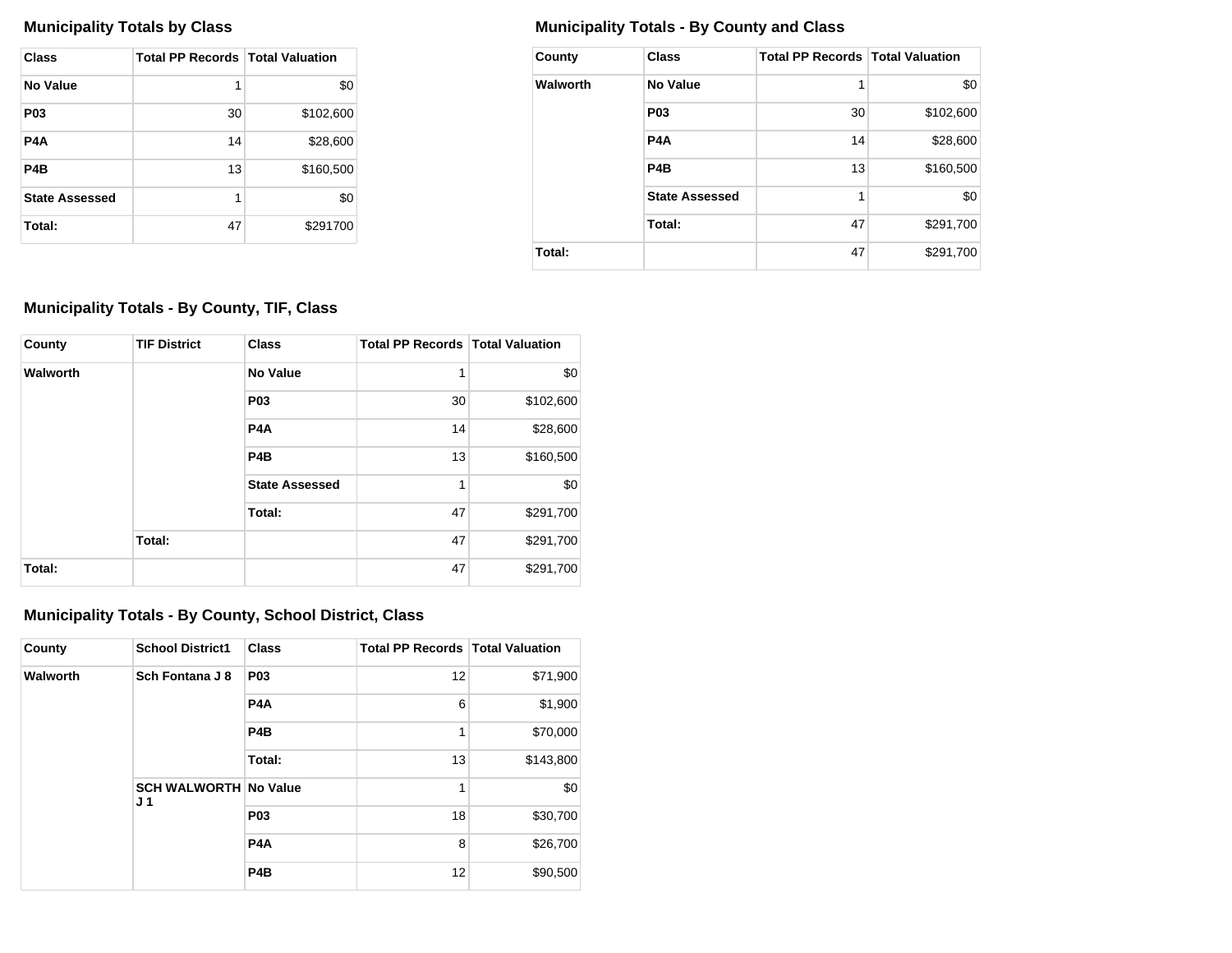### Municipality Totals by Class

| Class | Total PP Records | Total Valuation |
|---|---|---|
| No Value | 1 | $0 |
| P03 | 30 | $102,600 |
| P4A | 14 | $28,600 |
| P4B | 13 | $160,500 |
| State Assessed | 1 | $0 |
| Total: | 47 | $291700 |

### Municipality Totals - By County and Class

| County | Class | Total PP Records | Total Valuation |
|---|---|---|---|
| Walworth | No Value | 1 | $0 |
| | P03 | 30 | $102,600 |
| | P4A | 14 | $28,600 |
| | P4B | 13 | $160,500 |
| | State Assessed | 1 | $0 |
| | Total: | 47 | $291,700 |
| Total: | | 47 | $291,700 |

### Municipality Totals - By County, TIF, Class

| County | TIF District | Class | Total PP Records | Total Valuation |
|---|---|---|---|---|
| Walworth | | No Value | 1 | $0 |
| | | P03 | 30 | $102,600 |
| | | P4A | 14 | $28,600 |
| | | P4B | 13 | $160,500 |
| | | State Assessed | 1 | $0 |
| | | Total: | 47 | $291,700 |
| | Total: | | 47 | $291,700 |
| Total: | | | 47 | $291,700 |

### Municipality Totals - By County, School District, Class

| County | School District1 | Class | Total PP Records | Total Valuation |
|---|---|---|---|---|
| Walworth | Sch Fontana J 8 | P03 | 12 | $71,900 |
| | | P4A | 6 | $1,900 |
| | | P4B | 1 | $70,000 |
| | | Total: | 13 | $143,800 |
| | SCH WALWORTH J 1 | No Value | 1 | $0 |
| | | P03 | 18 | $30,700 |
| | | P4A | 8 | $26,700 |
| | | P4B | 12 | $90,500 |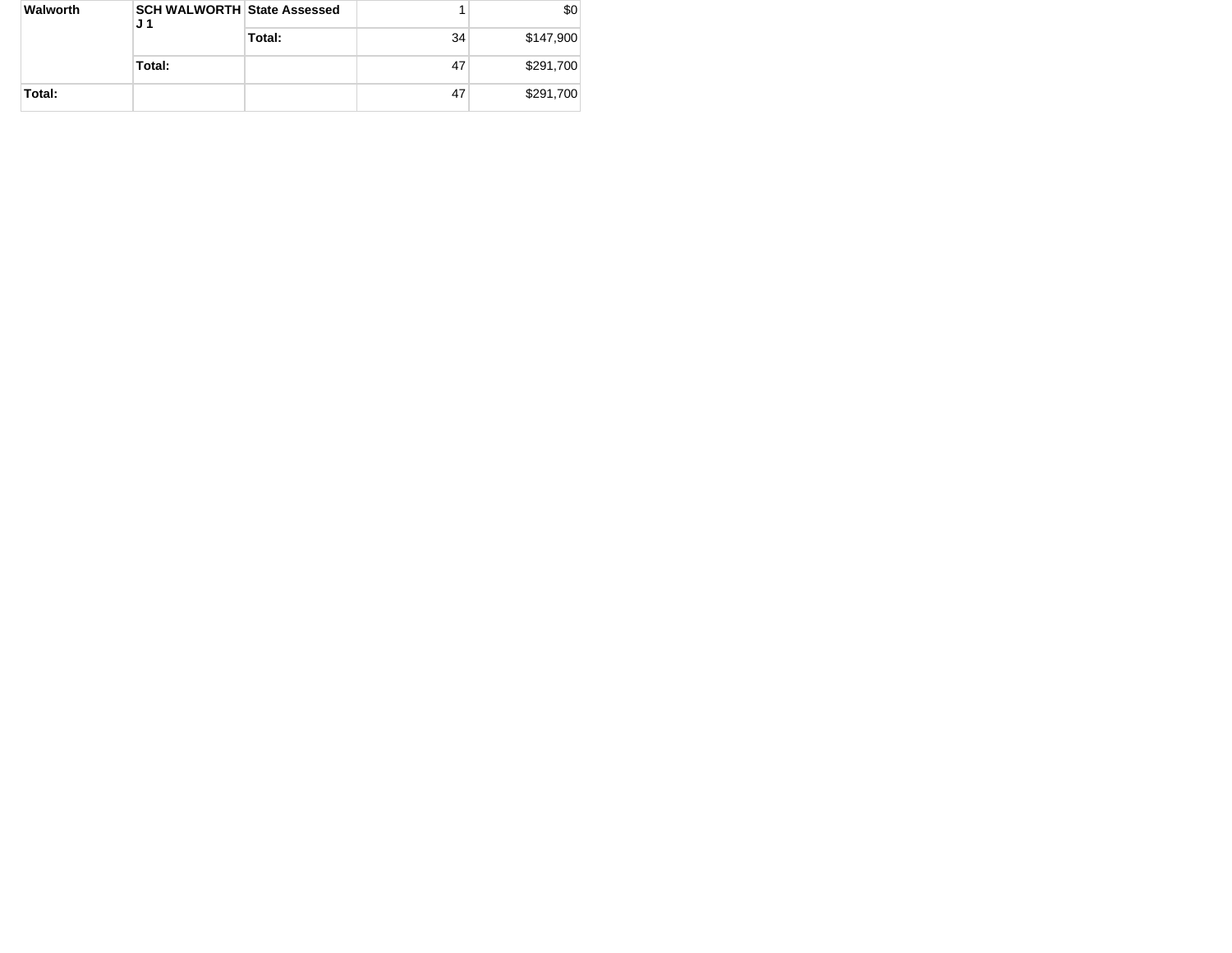| | | | | |
|---|---|---|---|---|
| **Walworth** | **SCH WALWORTH J 1** | **State Assessed** | 1 | $0 |
| | | **Total:** | 34 | $147,900 |
| | **Total:** | | 47 | $291,700 |
| **Total:** | | | 47 | $291,700 |